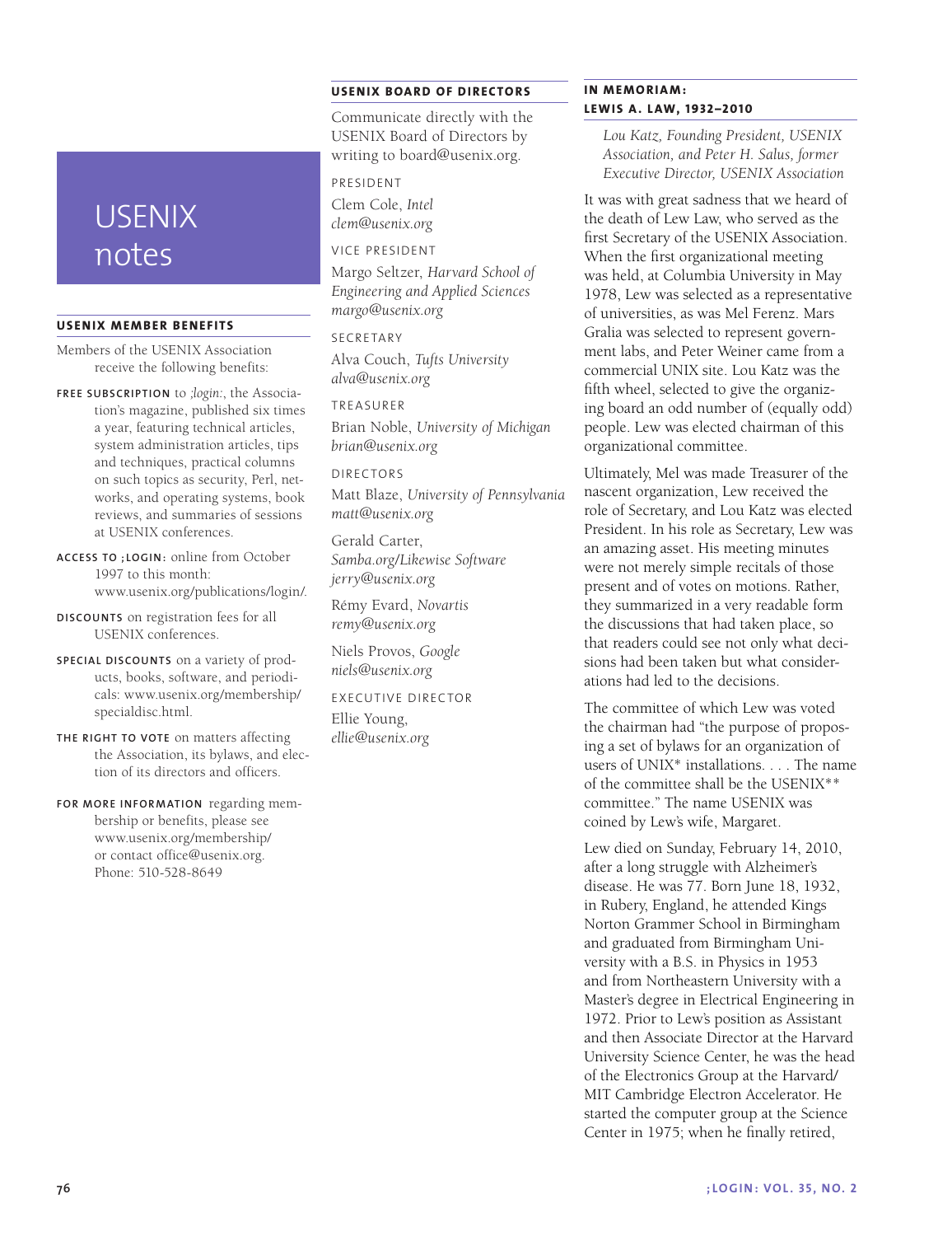# USENIX notes

## USENIX MEMBER BENEFITS

Members of the USENIX Association receive the following benefits:

**FREE SUBSCRIPTION** to *;login:*, the Association's magazine, published six times a year, featuring technical articles, system administration articles, tips and techniques, practical columns on such topics as security, Perl, networks, and operating systems, book reviews, and summaries of sessions at USENIX conferences.

**ACCESS TO ;LOGIN:** online from October 1997 to this month: www.usenix.org/publications/login/.

**DISCOUNTS** on registration fees for all USENIX conferences.

**SPECIAL DISCOUNTS** on a variety of products, books, software, and periodicals: www.usenix.org/membership/specialdisc.html.

**THE RIGHT TO VOTE** on matters affecting the Association, its bylaws, and election of its directors and officers.

**FOR MORE INFORMATION** regarding membership or benefits, please see www.usenix.org/membership/ or contact office@usenix.org. Phone: 510-528-8649

## USENIX BOARD OF DIRECTORS

Communicate directly with the USENIX Board of Directors by writing to board@usenix.org.

PRESIDENT

Clem Cole, *Intel*
*clem@usenix.org*

VICE PRESIDENT

Margo Seltzer, *Harvard School of Engineering and Applied Sciences*
*margo@usenix.org*

SECRETARY

Alva Couch, *Tufts University*
*alva@usenix.org*

TREASURER

Brian Noble, *University of Michigan*
*brian@usenix.org*

DIRECTORS

Matt Blaze, *University of Pennsylvania*
*matt@usenix.org*

Gerald Carter, *Samba.org/Likewise Software*
*jerry@usenix.org*

Rémy Evard, *Novartis*
*remy@usenix.org*

Niels Provos, *Google*
*niels@usenix.org*

EXECUTIVE DIRECTOR

Ellie Young,
*ellie@usenix.org*

## IN MEMORIAM: LEWIS A. LAW, 1932–2010

*Lou Katz, Founding President, USENIX Association, and Peter H. Salus, former Executive Director, USENIX Association*

It was with great sadness that we heard of the death of Lew Law, who served as the first Secretary of the USENIX Association. When the first organizational meeting was held, at Columbia University in May 1978, Lew was selected as a representative of universities, as was Mel Ferenz. Mars Gralia was selected to represent government labs, and Peter Weiner came from a commercial UNIX site. Lou Katz was the fifth wheel, selected to give the organizing board an odd number of (equally odd) people. Lew was elected chairman of this organizational committee.

Ultimately, Mel was made Treasurer of the nascent organization, Lew received the role of Secretary, and Lou Katz was elected President. In his role as Secretary, Lew was an amazing asset. His meeting minutes were not merely simple recitals of those present and of votes on motions. Rather, they summarized in a very readable form the discussions that had taken place, so that readers could see not only what decisions had been taken but what considerations had led to the decisions.

The committee of which Lew was voted the chairman had "the purpose of proposing a set of bylaws for an organization of users of UNIX* installations. . . . The name of the committee shall be the USENIX** committee." The name USENIX was coined by Lew's wife, Margaret.

Lew died on Sunday, February 14, 2010, after a long struggle with Alzheimer's disease. He was 77. Born June 18, 1932, in Rubery, England, he attended Kings Norton Grammer School in Birmingham and graduated from Birmingham University with a B.S. in Physics in 1953 and from Northeastern University with a Master's degree in Electrical Engineering in 1972. Prior to Lew's position as Assistant and then Associate Director at the Harvard University Science Center, he was the head of the Electronics Group at the Harvard/MIT Cambridge Electron Accelerator. He started the computer group at the Science Center in 1975; when he finally retired,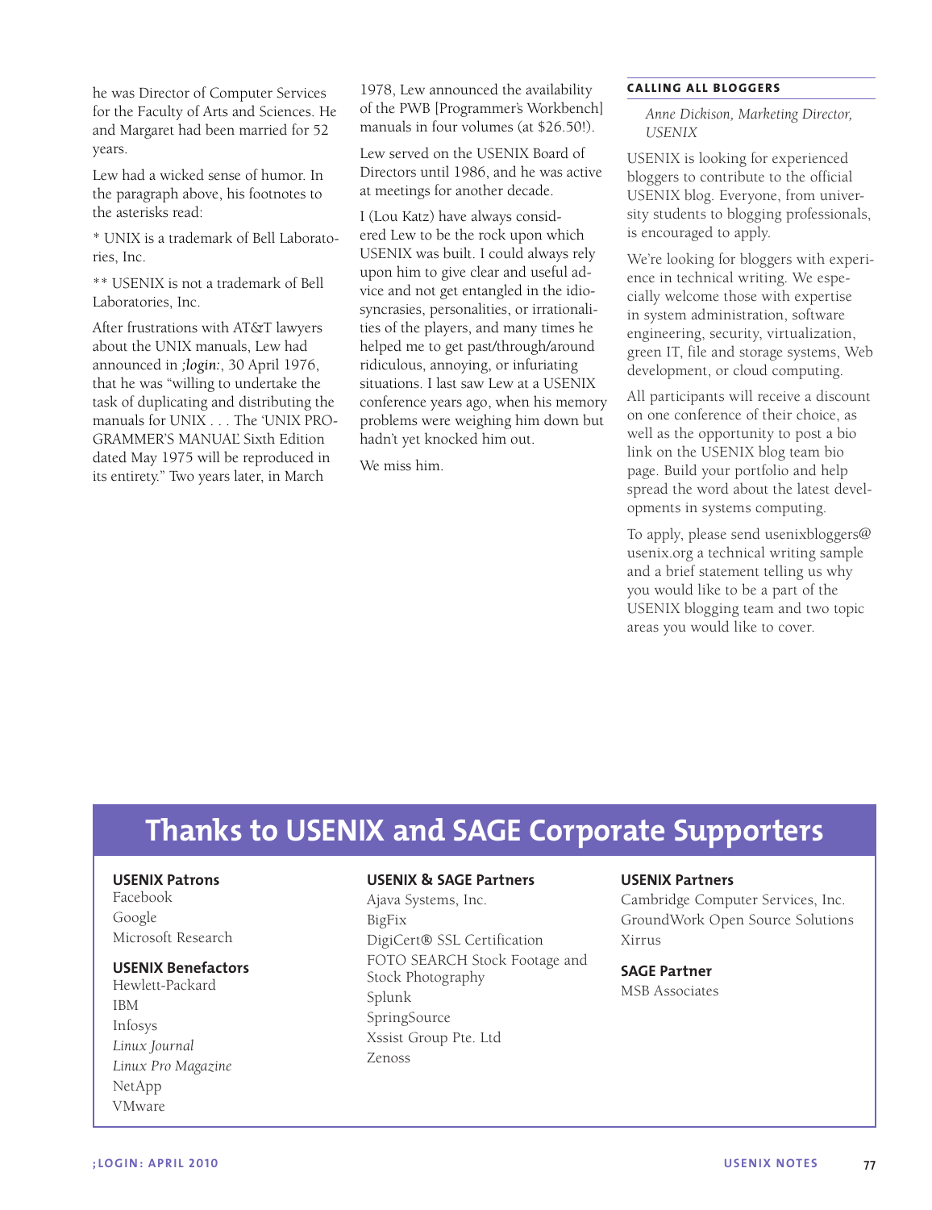he was Director of Computer Services for the Faculty of Arts and Sciences. He and Margaret had been married for 52 years.

Lew had a wicked sense of humor. In the paragraph above, his footnotes to the asterisks read:

* UNIX is a trademark of Bell Laboratories, Inc.

** USENIX is not a trademark of Bell Laboratories, Inc.

After frustrations with AT&T lawyers about the UNIX manuals, Lew had announced in *;login:*, 30 April 1976, that he was "willing to undertake the task of duplicating and distributing the manuals for UNIX . . . The 'UNIX PROGRAMMER'S MANUAL' Sixth Edition dated May 1975 will be reproduced in its entirety." Two years later, in March 1978, Lew announced the availability of the PWB [Programmer's Workbench] manuals in four volumes (at $26.50!).

Lew served on the USENIX Board of Directors until 1986, and he was active at meetings for another decade.

I (Lou Katz) have always considered Lew to be the rock upon which USENIX was built. I could always rely upon him to give clear and useful advice and not get entangled in the idiosyncrasies, personalities, or irrationalities of the players, and many times he helped me to get past/through/around ridiculous, annoying, or infuriating situations. I last saw Lew at a USENIX conference years ago, when his memory problems were weighing him down but hadn't yet knocked him out.

We miss him.

## CALLING ALL BLOGGERS

*Anne Dickison, Marketing Director, USENIX*

USENIX is looking for experienced bloggers to contribute to the official USENIX blog. Everyone, from university students to blogging professionals, is encouraged to apply.

We're looking for bloggers with experience in technical writing. We especially welcome those with expertise in system administration, software engineering, security, virtualization, green IT, file and storage systems, Web development, or cloud computing.

All participants will receive a discount on one conference of their choice, as well as the opportunity to post a bio link on the USENIX blog team bio page. Build your portfolio and help spread the word about the latest developments in systems computing.

To apply, please send usenixbloggers@usenix.org a technical writing sample and a brief statement telling us why you would like to be a part of the USENIX blogging team and two topic areas you would like to cover.

# Thanks to USENIX and SAGE Corporate Supporters

**USENIX Patrons**
Facebook
Google
Microsoft Research

**USENIX Benefactors**
Hewlett-Packard
IBM
Infosys
*Linux Journal*
*Linux Pro Magazine*
NetApp
VMware

**USENIX & SAGE Partners**
Ajava Systems, Inc.
BigFix
DigiCert® SSL Certification
FOTO SEARCH Stock Footage and Stock Photography
Splunk
SpringSource
Xssist Group Pte. Ltd
Zenoss

**USENIX Partners**
Cambridge Computer Services, Inc.
GroundWork Open Source Solutions
Xirrus

**SAGE Partner**
MSB Associates